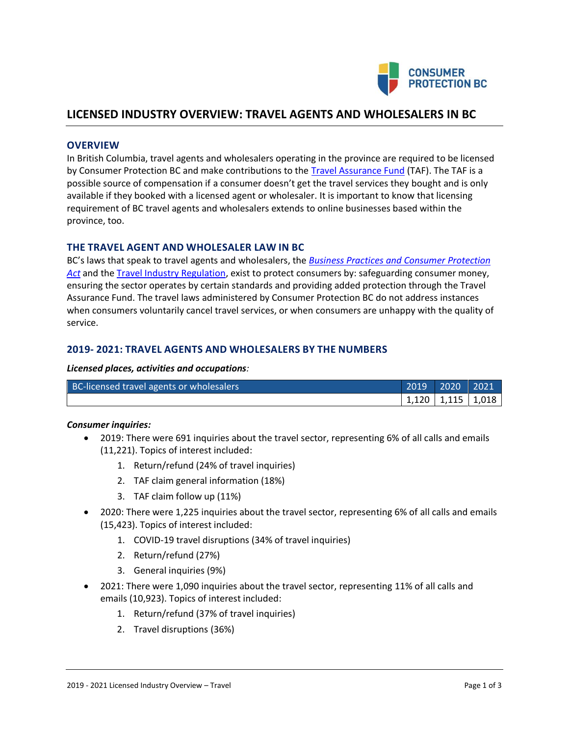# LICENSED INDUSTRY OVERVIEW: TRAVEL AGENTS AND WHOLESALERS IN BC

## OVERVIEW

In British Columbia, travel agents and wholesalers operating in the province are required to be licensed by Consumer Protection BC and make contributions to the Travel Assurance Fund (TAF). The TAF is a possible source of compensation if a consumer doesn't get the travel services they bought and is only available if they booked with a licensed agent or wholesaler. It is important to know that licensing requirement of BC travel agents and wholesalers extends to online businesses based within the province, too.

## THE TRAVEL AGENT AND WHOLESALER LAW IN BC

BC's laws that speak to travel agents and wholesalers, the *Business Practices and Consumer Protection Act* and the Travel Industry Regulation, exist to protect consumers by: safeguarding consumer money, ensuring the sector operates by certain standards and providing added protection through the Travel Assurance Fund. The travel laws administered by Consumer Protection BC do not address instances when consumers voluntarily cancel travel services, or when consumers are unhappy with the quality of service.

## 2019- 2021: TRAVEL AGENTS AND WHOLESALERS BY THE NUMBERS

***Licensed places, activities and occupations:***

| BC-licensed travel agents or wholesalers | 2019 | 2020 | 2021 |
|---|---|---|---|
| | 1,120 | 1,115 | 1,018 |

***Consumer inquiries:***

- 2019: There were 691 inquiries about the travel sector, representing 6% of all calls and emails (11,221). Topics of interest included:
    1. Return/refund (24% of travel inquiries)
    2. TAF claim general information (18%)
    3. TAF claim follow up (11%)
- 2020: There were 1,225 inquiries about the travel sector, representing 6% of all calls and emails (15,423). Topics of interest included:
    1. COVID-19 travel disruptions (34% of travel inquiries)
    2. Return/refund (27%)
    3. General inquiries (9%)
- 2021: There were 1,090 inquiries about the travel sector, representing 11% of all calls and emails (10,923). Topics of interest included:
    1. Return/refund (37% of travel inquiries)
    2. Travel disruptions (36%)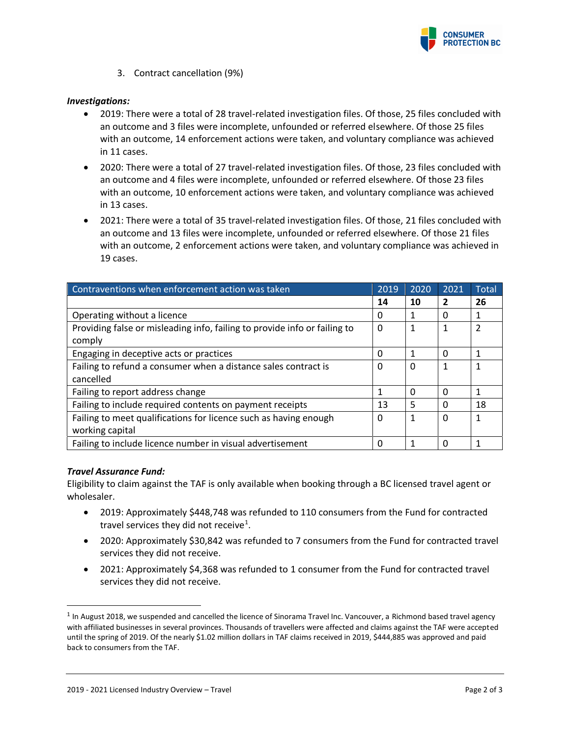3. Contract cancellation (9%)

***Investigations:***

- 2019: There were a total of 28 travel-related investigation files. Of those, 25 files concluded with an outcome and 3 files were incomplete, unfounded or referred elsewhere. Of those 25 files with an outcome, 14 enforcement actions were taken, and voluntary compliance was achieved in 11 cases.
- 2020: There were a total of 27 travel-related investigation files. Of those, 23 files concluded with an outcome and 4 files were incomplete, unfounded or referred elsewhere. Of those 23 files with an outcome, 10 enforcement actions were taken, and voluntary compliance was achieved in 13 cases.
- 2021: There were a total of 35 travel-related investigation files. Of those, 21 files concluded with an outcome and 13 files were incomplete, unfounded or referred elsewhere. Of those 21 files with an outcome, 2 enforcement actions were taken, and voluntary compliance was achieved in 19 cases.

| Contraventions when enforcement action was taken | 2019 | 2020 | 2021 | Total |
|---|---|---|---|---|
| | **14** | **10** | **2** | **26** |
| Operating without a licence | 0 | 1 | 0 | 1 |
| Providing false or misleading info, failing to provide info or failing to comply | 0 | 1 | 1 | 2 |
| Engaging in deceptive acts or practices | 0 | 1 | 0 | 1 |
| Failing to refund a consumer when a distance sales contract is cancelled | 0 | 0 | 1 | 1 |
| Failing to report address change | 1 | 0 | 0 | 1 |
| Failing to include required contents on payment receipts | 13 | 5 | 0 | 18 |
| Failing to meet qualifications for licence such as having enough working capital | 0 | 1 | 0 | 1 |
| Failing to include licence number in visual advertisement | 0 | 1 | 0 | 1 |

***Travel Assurance Fund:***

Eligibility to claim against the TAF is only available when booking through a BC licensed travel agent or wholesaler.

- 2019: Approximately $448,748 was refunded to 110 consumers from the Fund for contracted travel services they did not receive[1].
- 2020: Approximately $30,842 was refunded to 7 consumers from the Fund for contracted travel services they did not receive.
- 2021: Approximately $4,368 was refunded to 1 consumer from the Fund for contracted travel services they did not receive.

[1] In August 2018, we suspended and cancelled the licence of Sinorama Travel Inc. Vancouver, a Richmond based travel agency with affiliated businesses in several provinces. Thousands of travellers were affected and claims against the TAF were accepted until the spring of 2019. Of the nearly $1.02 million dollars in TAF claims received in 2019, $444,885 was approved and paid back to consumers from the TAF.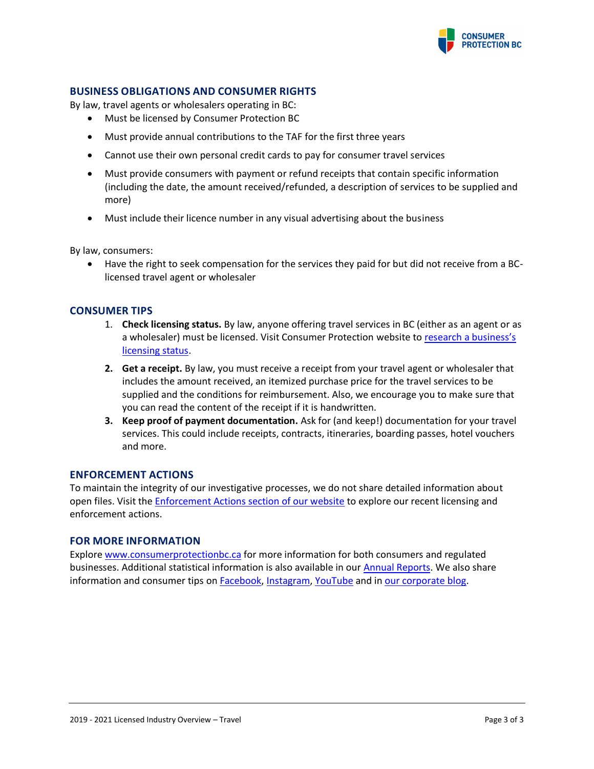## BUSINESS OBLIGATIONS AND CONSUMER RIGHTS

By law, travel agents or wholesalers operating in BC:

- Must be licensed by Consumer Protection BC
- Must provide annual contributions to the TAF for the first three years
- Cannot use their own personal credit cards to pay for consumer travel services
- Must provide consumers with payment or refund receipts that contain specific information (including the date, the amount received/refunded, a description of services to be supplied and more)
- Must include their licence number in any visual advertising about the business

By law, consumers:

- Have the right to seek compensation for the services they paid for but did not receive from a BC-licensed travel agent or wholesaler

## CONSUMER TIPS

1. **Check licensing status.** By law, anyone offering travel services in BC (either as an agent or as a wholesaler) must be licensed. Visit Consumer Protection website to research a business's licensing status.
2. **Get a receipt.** By law, you must receive a receipt from your travel agent or wholesaler that includes the amount received, an itemized purchase price for the travel services to be supplied and the conditions for reimbursement. Also, we encourage you to make sure that you can read the content of the receipt if it is handwritten.
3. **Keep proof of payment documentation.** Ask for (and keep!) documentation for your travel services. This could include receipts, contracts, itineraries, boarding passes, hotel vouchers and more.

## ENFORCEMENT ACTIONS

To maintain the integrity of our investigative processes, we do not share detailed information about open files. Visit the Enforcement Actions section of our website to explore our recent licensing and enforcement actions.

## FOR MORE INFORMATION

Explore www.consumerprotectionbc.ca for more information for both consumers and regulated businesses. Additional statistical information is also available in our Annual Reports. We also share information and consumer tips on Facebook, Instagram, YouTube and in our corporate blog.